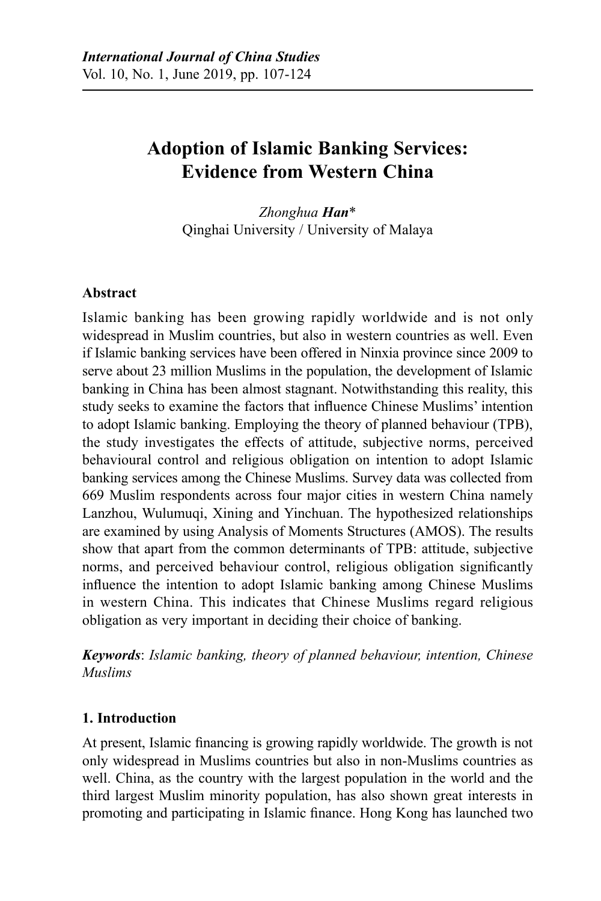# Adoption of Islamic Banking Services: Evidence from Western China

*Zhonghua* ***Han****
Qinghai University / University of Malaya

### Abstract

Islamic banking has been growing rapidly worldwide and is not only widespread in Muslim countries, but also in western countries as well. Even if Islamic banking services have been offered in Ninxia province since 2009 to serve about 23 million Muslims in the population, the development of Islamic banking in China has been almost stagnant. Notwithstanding this reality, this study seeks to examine the factors that influence Chinese Muslims' intention to adopt Islamic banking. Employing the theory of planned behaviour (TPB), the study investigates the effects of attitude, subjective norms, perceived behavioural control and religious obligation on intention to adopt Islamic banking services among the Chinese Muslims. Survey data was collected from 669 Muslim respondents across four major cities in western China namely Lanzhou, Wulumuqi, Xining and Yinchuan. The hypothesized relationships are examined by using Analysis of Moments Structures (AMOS). The results show that apart from the common determinants of TPB: attitude, subjective norms, and perceived behaviour control, religious obligation significantly influence the intention to adopt Islamic banking among Chinese Muslims in western China. This indicates that Chinese Muslims regard religious obligation as very important in deciding their choice of banking.

***Keywords***: *Islamic banking, theory of planned behaviour, intention, Chinese Muslims*

## 1. Introduction

At present, Islamic financing is growing rapidly worldwide. The growth is not only widespread in Muslims countries but also in non-Muslims countries as well. China, as the country with the largest population in the world and the third largest Muslim minority population, has also shown great interests in promoting and participating in Islamic finance. Hong Kong has launched two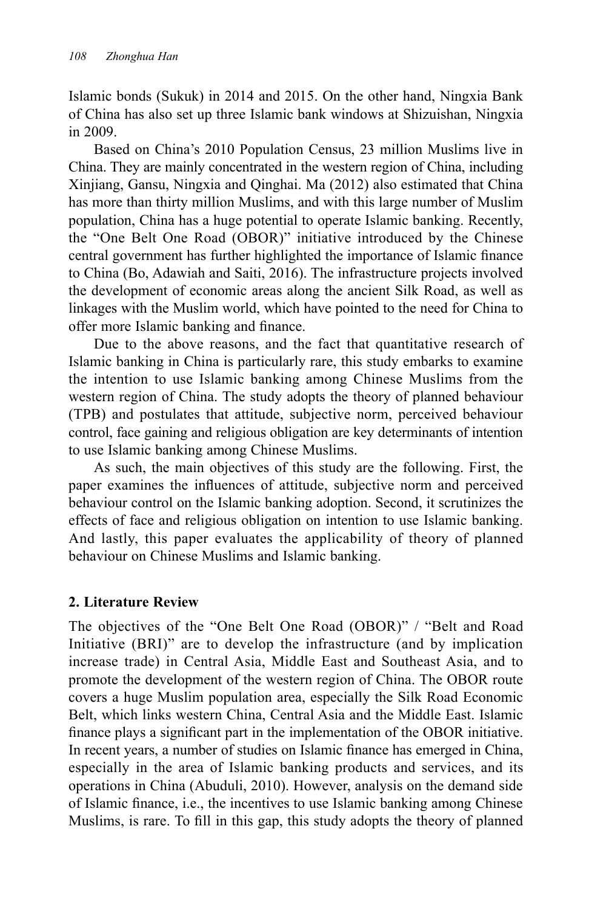Islamic bonds (Sukuk) in 2014 and 2015. On the other hand, Ningxia Bank of China has also set up three Islamic bank windows at Shizuishan, Ningxia in 2009.

Based on China's 2010 Population Census, 23 million Muslims live in China. They are mainly concentrated in the western region of China, including Xinjiang, Gansu, Ningxia and Qinghai. Ma (2012) also estimated that China has more than thirty million Muslims, and with this large number of Muslim population, China has a huge potential to operate Islamic banking. Recently, the "One Belt One Road (OBOR)" initiative introduced by the Chinese central government has further highlighted the importance of Islamic finance to China (Bo, Adawiah and Saiti, 2016). The infrastructure projects involved the development of economic areas along the ancient Silk Road, as well as linkages with the Muslim world, which have pointed to the need for China to offer more Islamic banking and finance.

Due to the above reasons, and the fact that quantitative research of Islamic banking in China is particularly rare, this study embarks to examine the intention to use Islamic banking among Chinese Muslims from the western region of China. The study adopts the theory of planned behaviour (TPB) and postulates that attitude, subjective norm, perceived behaviour control, face gaining and religious obligation are key determinants of intention to use Islamic banking among Chinese Muslims.

As such, the main objectives of this study are the following. First, the paper examines the influences of attitude, subjective norm and perceived behaviour control on the Islamic banking adoption. Second, it scrutinizes the effects of face and religious obligation on intention to use Islamic banking. And lastly, this paper evaluates the applicability of theory of planned behaviour on Chinese Muslims and Islamic banking.

## 2. Literature Review

The objectives of the "One Belt One Road (OBOR)" / "Belt and Road Initiative (BRI)" are to develop the infrastructure (and by implication increase trade) in Central Asia, Middle East and Southeast Asia, and to promote the development of the western region of China. The OBOR route covers a huge Muslim population area, especially the Silk Road Economic Belt, which links western China, Central Asia and the Middle East. Islamic finance plays a significant part in the implementation of the OBOR initiative. In recent years, a number of studies on Islamic finance has emerged in China, especially in the area of Islamic banking products and services, and its operations in China (Abuduli, 2010). However, analysis on the demand side of Islamic finance, i.e., the incentives to use Islamic banking among Chinese Muslims, is rare. To fill in this gap, this study adopts the theory of planned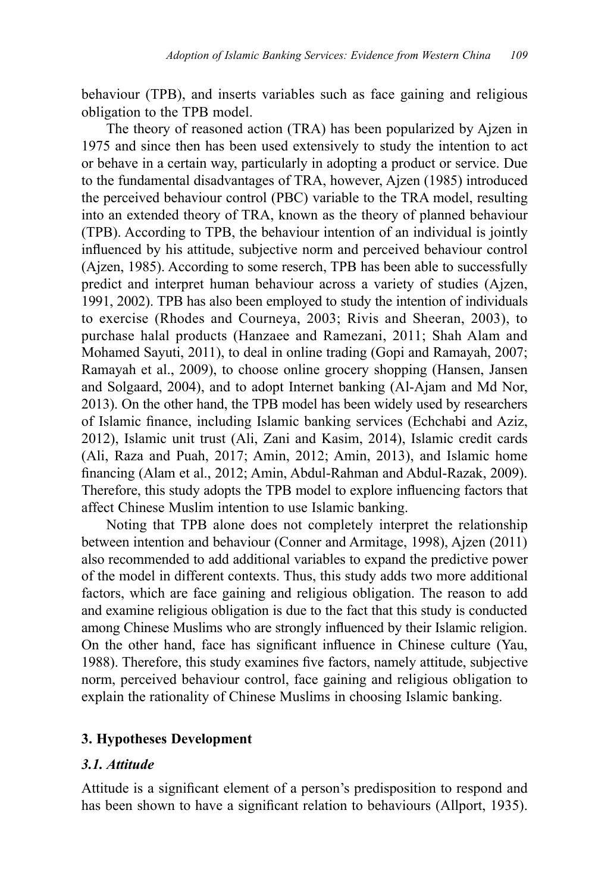behaviour (TPB), and inserts variables such as face gaining and religious obligation to the TPB model.

The theory of reasoned action (TRA) has been popularized by Ajzen in 1975 and since then has been used extensively to study the intention to act or behave in a certain way, particularly in adopting a product or service. Due to the fundamental disadvantages of TRA, however, Ajzen (1985) introduced the perceived behaviour control (PBC) variable to the TRA model, resulting into an extended theory of TRA, known as the theory of planned behaviour (TPB). According to TPB, the behaviour intention of an individual is jointly influenced by his attitude, subjective norm and perceived behaviour control (Ajzen, 1985). According to some reserch, TPB has been able to successfully predict and interpret human behaviour across a variety of studies (Ajzen, 1991, 2002). TPB has also been employed to study the intention of individuals to exercise (Rhodes and Courneya, 2003; Rivis and Sheeran, 2003), to purchase halal products (Hanzaee and Ramezani, 2011; Shah Alam and Mohamed Sayuti, 2011), to deal in online trading (Gopi and Ramayah, 2007; Ramayah et al., 2009), to choose online grocery shopping (Hansen, Jansen and Solgaard, 2004), and to adopt Internet banking (Al-Ajam and Md Nor, 2013). On the other hand, the TPB model has been widely used by researchers of Islamic finance, including Islamic banking services (Echchabi and Aziz, 2012), Islamic unit trust (Ali, Zani and Kasim, 2014), Islamic credit cards (Ali, Raza and Puah, 2017; Amin, 2012; Amin, 2013), and Islamic home financing (Alam et al., 2012; Amin, Abdul-Rahman and Abdul-Razak, 2009). Therefore, this study adopts the TPB model to explore influencing factors that affect Chinese Muslim intention to use Islamic banking.

Noting that TPB alone does not completely interpret the relationship between intention and behaviour (Conner and Armitage, 1998), Ajzen (2011) also recommended to add additional variables to expand the predictive power of the model in different contexts. Thus, this study adds two more additional factors, which are face gaining and religious obligation. The reason to add and examine religious obligation is due to the fact that this study is conducted among Chinese Muslims who are strongly influenced by their Islamic religion. On the other hand, face has significant influence in Chinese culture (Yau, 1988). Therefore, this study examines five factors, namely attitude, subjective norm, perceived behaviour control, face gaining and religious obligation to explain the rationality of Chinese Muslims in choosing Islamic banking.

## 3. Hypotheses Development

### *3.1. Attitude*

Attitude is a significant element of a person's predisposition to respond and has been shown to have a significant relation to behaviours (Allport, 1935).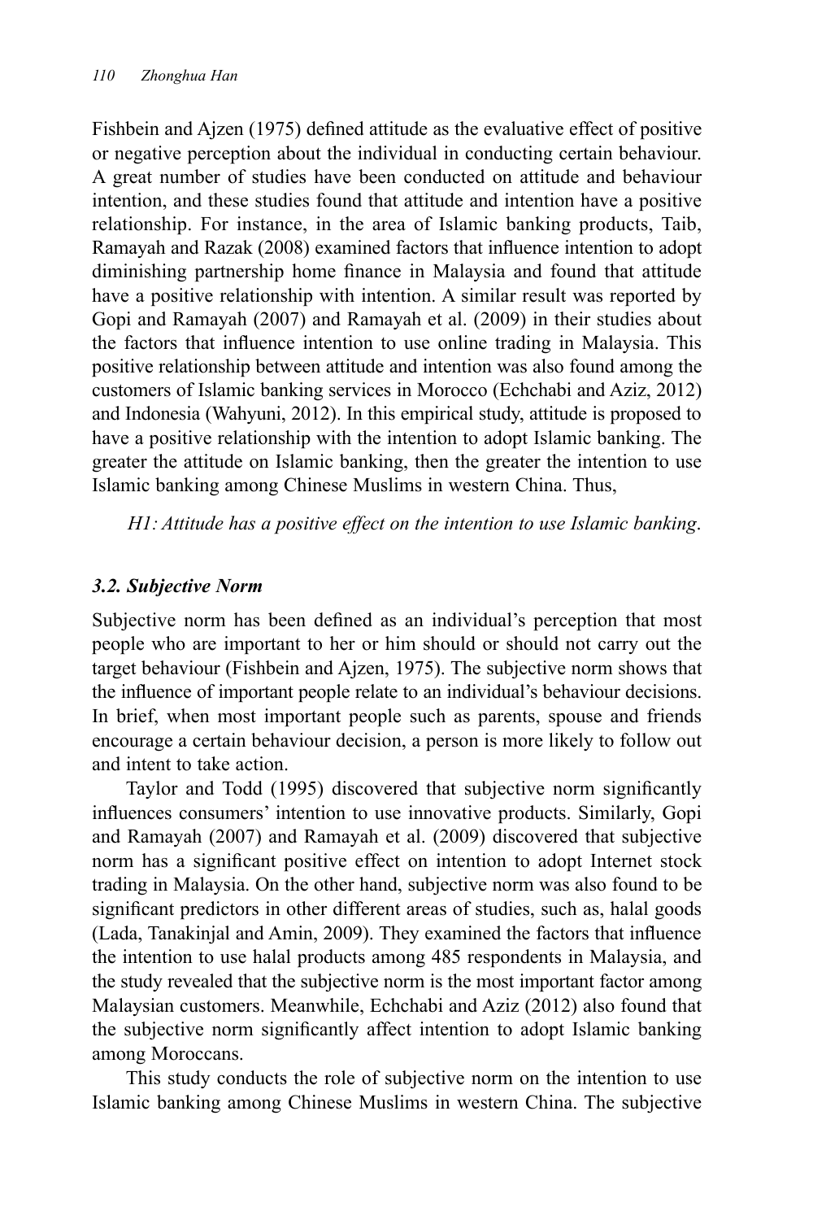Fishbein and Ajzen (1975) defined attitude as the evaluative effect of positive or negative perception about the individual in conducting certain behaviour. A great number of studies have been conducted on attitude and behaviour intention, and these studies found that attitude and intention have a positive relationship. For instance, in the area of Islamic banking products, Taib, Ramayah and Razak (2008) examined factors that influence intention to adopt diminishing partnership home finance in Malaysia and found that attitude have a positive relationship with intention. A similar result was reported by Gopi and Ramayah (2007) and Ramayah et al. (2009) in their studies about the factors that influence intention to use online trading in Malaysia. This positive relationship between attitude and intention was also found among the customers of Islamic banking services in Morocco (Echchabi and Aziz, 2012) and Indonesia (Wahyuni, 2012). In this empirical study, attitude is proposed to have a positive relationship with the intention to adopt Islamic banking. The greater the attitude on Islamic banking, then the greater the intention to use Islamic banking among Chinese Muslims in western China. Thus,

*H1: Attitude has a positive effect on the intention to use Islamic banking.*

### 3.2. Subjective Norm

Subjective norm has been defined as an individual's perception that most people who are important to her or him should or should not carry out the target behaviour (Fishbein and Ajzen, 1975). The subjective norm shows that the influence of important people relate to an individual's behaviour decisions. In brief, when most important people such as parents, spouse and friends encourage a certain behaviour decision, a person is more likely to follow out and intent to take action.

Taylor and Todd (1995) discovered that subjective norm significantly influences consumers' intention to use innovative products. Similarly, Gopi and Ramayah (2007) and Ramayah et al. (2009) discovered that subjective norm has a significant positive effect on intention to adopt Internet stock trading in Malaysia. On the other hand, subjective norm was also found to be significant predictors in other different areas of studies, such as, halal goods (Lada, Tanakinjal and Amin, 2009). They examined the factors that influence the intention to use halal products among 485 respondents in Malaysia, and the study revealed that the subjective norm is the most important factor among Malaysian customers. Meanwhile, Echchabi and Aziz (2012) also found that the subjective norm significantly affect intention to adopt Islamic banking among Moroccans.

This study conducts the role of subjective norm on the intention to use Islamic banking among Chinese Muslims in western China. The subjective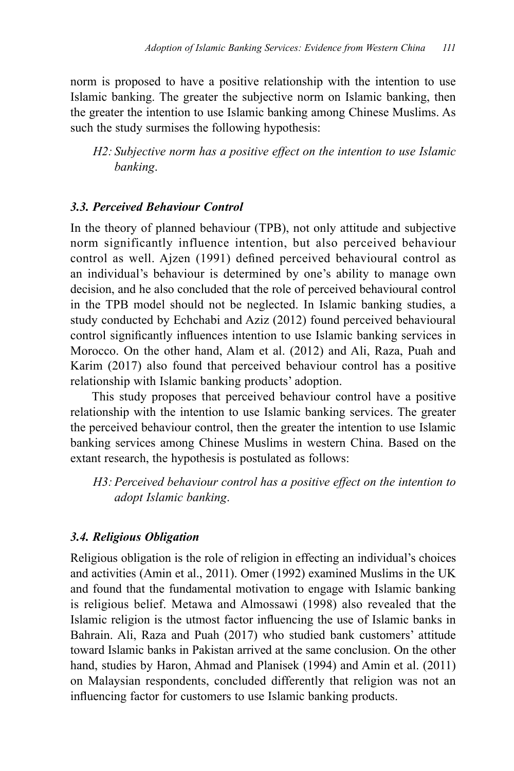norm is proposed to have a positive relationship with the intention to use Islamic banking. The greater the subjective norm on Islamic banking, then the greater the intention to use Islamic banking among Chinese Muslims. As such the study surmises the following hypothesis:

> *H2: Subjective norm has a positive effect on the intention to use Islamic banking.*

### *3.3. Perceived Behaviour Control*

In the theory of planned behaviour (TPB), not only attitude and subjective norm significantly influence intention, but also perceived behaviour control as well. Ajzen (1991) defined perceived behavioural control as an individual's behaviour is determined by one's ability to manage own decision, and he also concluded that the role of perceived behavioural control in the TPB model should not be neglected. In Islamic banking studies, a study conducted by Echchabi and Aziz (2012) found perceived behavioural control significantly influences intention to use Islamic banking services in Morocco. On the other hand, Alam et al. (2012) and Ali, Raza, Puah and Karim (2017) also found that perceived behaviour control has a positive relationship with Islamic banking products' adoption.

This study proposes that perceived behaviour control have a positive relationship with the intention to use Islamic banking services. The greater the perceived behaviour control, then the greater the intention to use Islamic banking services among Chinese Muslims in western China. Based on the extant research, the hypothesis is postulated as follows:

> *H3: Perceived behaviour control has a positive effect on the intention to adopt Islamic banking.*

### *3.4. Religious Obligation*

Religious obligation is the role of religion in effecting an individual's choices and activities (Amin et al., 2011). Omer (1992) examined Muslims in the UK and found that the fundamental motivation to engage with Islamic banking is religious belief. Metawa and Almossawi (1998) also revealed that the Islamic religion is the utmost factor influencing the use of Islamic banks in Bahrain. Ali, Raza and Puah (2017) who studied bank customers' attitude toward Islamic banks in Pakistan arrived at the same conclusion. On the other hand, studies by Haron, Ahmad and Planisek (1994) and Amin et al. (2011) on Malaysian respondents, concluded differently that religion was not an influencing factor for customers to use Islamic banking products.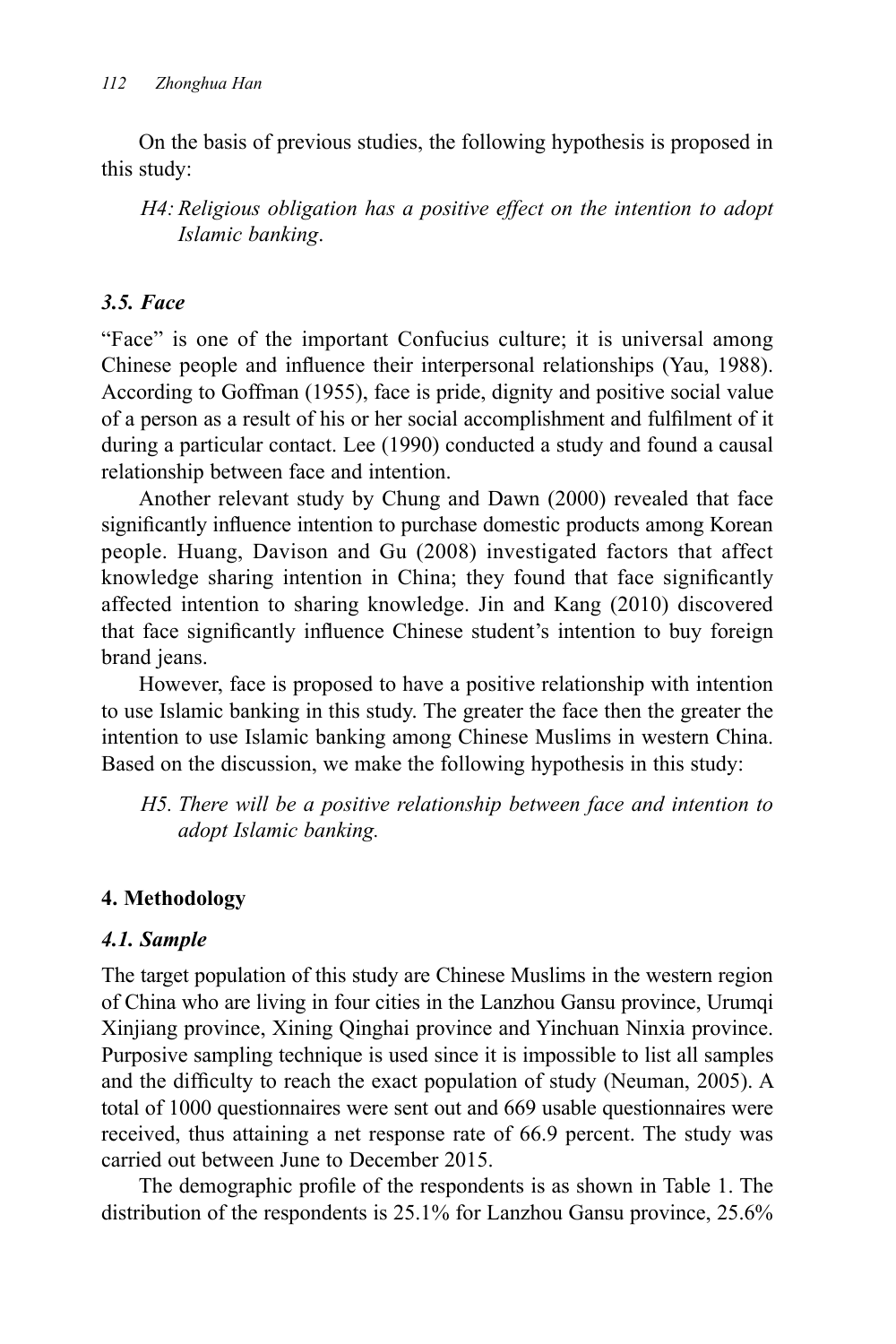On the basis of previous studies, the following hypothesis is proposed in this study:

> *H4: Religious obligation has a positive effect on the intention to adopt Islamic banking.*

### *3.5. Face*

"Face" is one of the important Confucius culture; it is universal among Chinese people and influence their interpersonal relationships (Yau, 1988). According to Goffman (1955), face is pride, dignity and positive social value of a person as a result of his or her social accomplishment and fulfilment of it during a particular contact. Lee (1990) conducted a study and found a causal relationship between face and intention.

Another relevant study by Chung and Dawn (2000) revealed that face significantly influence intention to purchase domestic products among Korean people. Huang, Davison and Gu (2008) investigated factors that affect knowledge sharing intention in China; they found that face significantly affected intention to sharing knowledge. Jin and Kang (2010) discovered that face significantly influence Chinese student's intention to buy foreign brand jeans.

However, face is proposed to have a positive relationship with intention to use Islamic banking in this study. The greater the face then the greater the intention to use Islamic banking among Chinese Muslims in western China. Based on the discussion, we make the following hypothesis in this study:

> *H5. There will be a positive relationship between face and intention to adopt Islamic banking.*

## 4. Methodology

### *4.1. Sample*

The target population of this study are Chinese Muslims in the western region of China who are living in four cities in the Lanzhou Gansu province, Urumqi Xinjiang province, Xining Qinghai province and Yinchuan Ninxia province. Purposive sampling technique is used since it is impossible to list all samples and the difficulty to reach the exact population of study (Neuman, 2005). A total of 1000 questionnaires were sent out and 669 usable questionnaires were received, thus attaining a net response rate of 66.9 percent. The study was carried out between June to December 2015.

The demographic profile of the respondents is as shown in Table 1. The distribution of the respondents is 25.1% for Lanzhou Gansu province, 25.6%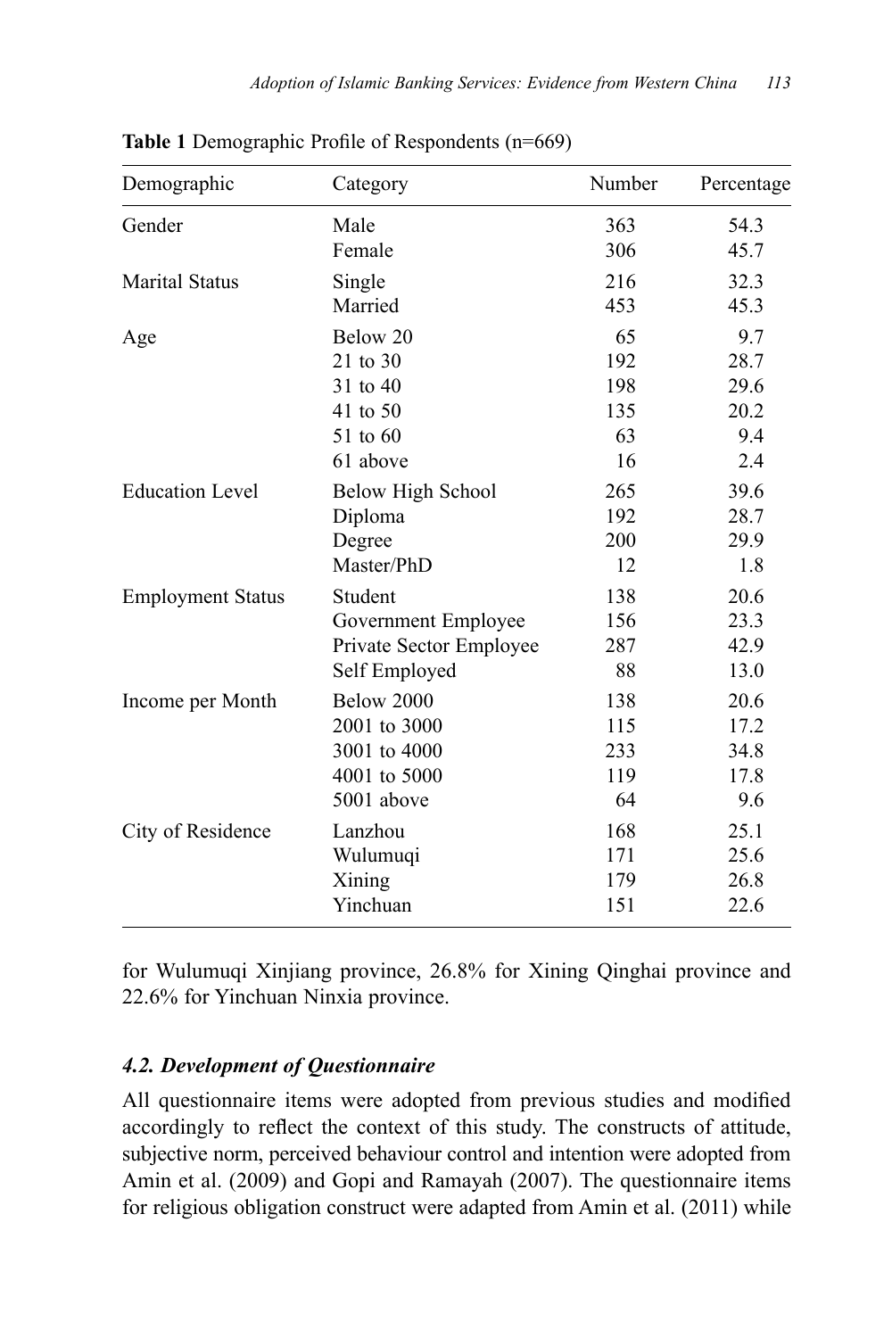**Table 1** Demographic Profile of Respondents (n=669)

| Demographic | Category | Number | Percentage |
|---|---|---|---|
| Gender | Male | 363 | 54.3 |
| | Female | 306 | 45.7 |
| Marital Status | Single | 216 | 32.3 |
| | Married | 453 | 45.3 |
| Age | Below 20 | 65 | 9.7 |
| | 21 to 30 | 192 | 28.7 |
| | 31 to 40 | 198 | 29.6 |
| | 41 to 50 | 135 | 20.2 |
| | 51 to 60 | 63 | 9.4 |
| | 61 above | 16 | 2.4 |
| Education Level | Below High School | 265 | 39.6 |
| | Diploma | 192 | 28.7 |
| | Degree | 200 | 29.9 |
| | Master/PhD | 12 | 1.8 |
| Employment Status | Student | 138 | 20.6 |
| | Government Employee | 156 | 23.3 |
| | Private Sector Employee | 287 | 42.9 |
| | Self Employed | 88 | 13.0 |
| Income per Month | Below 2000 | 138 | 20.6 |
| | 2001 to 3000 | 115 | 17.2 |
| | 3001 to 4000 | 233 | 34.8 |
| | 4001 to 5000 | 119 | 17.8 |
| | 5001 above | 64 | 9.6 |
| City of Residence | Lanzhou | 168 | 25.1 |
| | Wulumuqi | 171 | 25.6 |
| | Xining | 179 | 26.8 |
| | Yinchuan | 151 | 22.6 |

for Wulumuqi Xinjiang province, 26.8% for Xining Qinghai province and 22.6% for Yinchuan Ninxia province.

### *4.2. Development of Questionnaire*

All questionnaire items were adopted from previous studies and modified accordingly to reflect the context of this study. The constructs of attitude, subjective norm, perceived behaviour control and intention were adopted from Amin et al. (2009) and Gopi and Ramayah (2007). The questionnaire items for religious obligation construct were adapted from Amin et al. (2011) while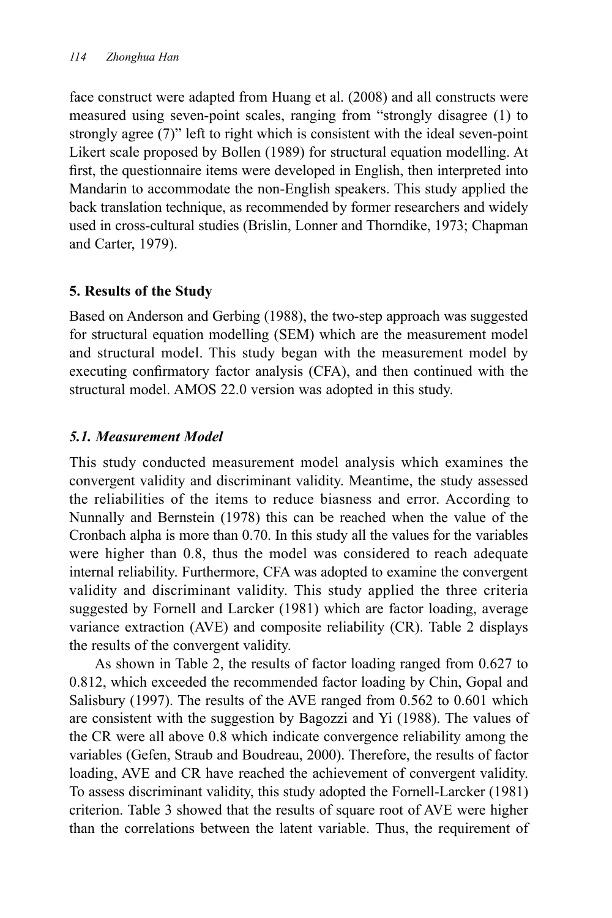face construct were adapted from Huang et al. (2008) and all constructs were measured using seven-point scales, ranging from "strongly disagree (1) to strongly agree (7)" left to right which is consistent with the ideal seven-point Likert scale proposed by Bollen (1989) for structural equation modelling. At first, the questionnaire items were developed in English, then interpreted into Mandarin to accommodate the non-English speakers. This study applied the back translation technique, as recommended by former researchers and widely used in cross-cultural studies (Brislin, Lonner and Thorndike, 1973; Chapman and Carter, 1979).

## 5. Results of the Study

Based on Anderson and Gerbing (1988), the two-step approach was suggested for structural equation modelling (SEM) which are the measurement model and structural model. This study began with the measurement model by executing confirmatory factor analysis (CFA), and then continued with the structural model. AMOS 22.0 version was adopted in this study.

### *5.1. Measurement Model*

This study conducted measurement model analysis which examines the convergent validity and discriminant validity. Meantime, the study assessed the reliabilities of the items to reduce biasness and error. According to Nunnally and Bernstein (1978) this can be reached when the value of the Cronbach alpha is more than 0.70. In this study all the values for the variables were higher than 0.8, thus the model was considered to reach adequate internal reliability. Furthermore, CFA was adopted to examine the convergent validity and discriminant validity. This study applied the three criteria suggested by Fornell and Larcker (1981) which are factor loading, average variance extraction (AVE) and composite reliability (CR). Table 2 displays the results of the convergent validity.

As shown in Table 2, the results of factor loading ranged from 0.627 to 0.812, which exceeded the recommended factor loading by Chin, Gopal and Salisbury (1997). The results of the AVE ranged from 0.562 to 0.601 which are consistent with the suggestion by Bagozzi and Yi (1988). The values of the CR were all above 0.8 which indicate convergence reliability among the variables (Gefen, Straub and Boudreau, 2000). Therefore, the results of factor loading, AVE and CR have reached the achievement of convergent validity. To assess discriminant validity, this study adopted the Fornell-Larcker (1981) criterion. Table 3 showed that the results of square root of AVE were higher than the correlations between the latent variable. Thus, the requirement of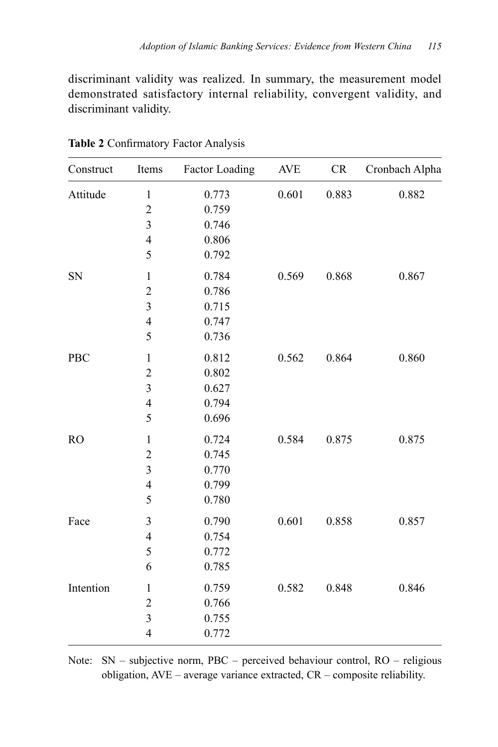discriminant validity was realized. In summary, the measurement model demonstrated satisfactory internal reliability, convergent validity, and discriminant validity.

**Table 2** Confirmatory Factor Analysis

| Construct | Items | Factor Loading | AVE | CR | Cronbach Alpha |
|---|---|---|---|---|---|
| Attitude | 1 | 0.773 | 0.601 | 0.883 | 0.882 |
| | 2 | 0.759 | | | |
| | 3 | 0.746 | | | |
| | 4 | 0.806 | | | |
| | 5 | 0.792 | | | |
| SN | 1 | 0.784 | 0.569 | 0.868 | 0.867 |
| | 2 | 0.786 | | | |
| | 3 | 0.715 | | | |
| | 4 | 0.747 | | | |
| | 5 | 0.736 | | | |
| PBC | 1 | 0.812 | 0.562 | 0.864 | 0.860 |
| | 2 | 0.802 | | | |
| | 3 | 0.627 | | | |
| | 4 | 0.794 | | | |
| | 5 | 0.696 | | | |
| RO | 1 | 0.724 | 0.584 | 0.875 | 0.875 |
| | 2 | 0.745 | | | |
| | 3 | 0.770 | | | |
| | 4 | 0.799 | | | |
| | 5 | 0.780 | | | |
| Face | 3 | 0.790 | 0.601 | 0.858 | 0.857 |
| | 4 | 0.754 | | | |
| | 5 | 0.772 | | | |
| | 6 | 0.785 | | | |
| Intention | 1 | 0.759 | 0.582 | 0.848 | 0.846 |
| | 2 | 0.766 | | | |
| | 3 | 0.755 | | | |
| | 4 | 0.772 | | | |

Note: SN – subjective norm, PBC – perceived behaviour control, RO – religious obligation, AVE – average variance extracted, CR – composite reliability.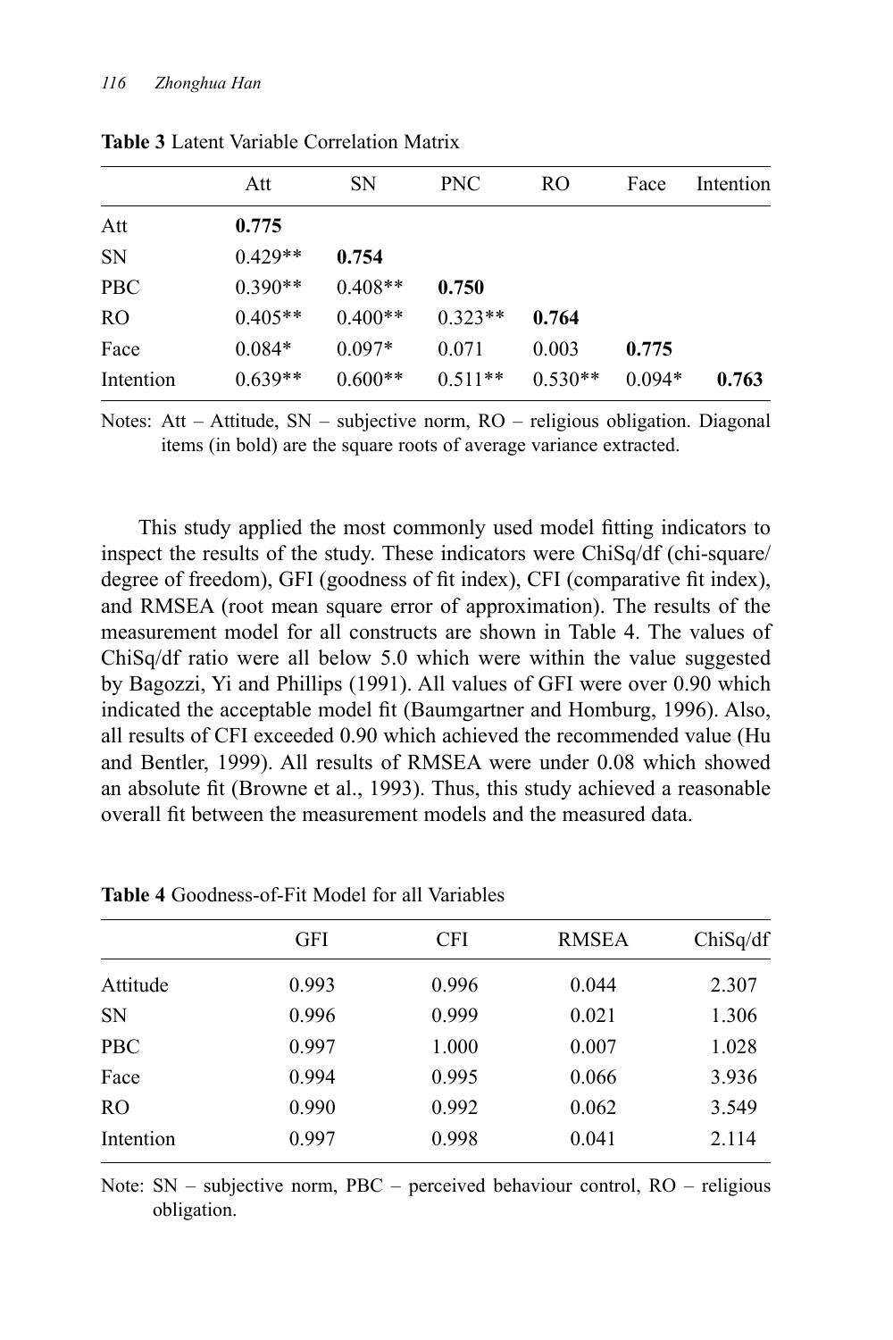**Table 3** Latent Variable Correlation Matrix

| | Att | SN | PNC | RO | Face | Intention |
|---|---|---|---|---|---|---|
| Att | **0.775** | | | | | |
| SN | 0.429** | **0.754** | | | | |
| PBC | 0.390** | 0.408** | **0.750** | | | |
| RO | 0.405** | 0.400** | 0.323** | **0.764** | | |
| Face | 0.084* | 0.097* | 0.071 | 0.003 | **0.775** | |
| Intention | 0.639** | 0.600** | 0.511** | 0.530** | 0.094* | **0.763** |

Notes: Att – Attitude, SN – subjective norm, RO – religious obligation. Diagonal items (in bold) are the square roots of average variance extracted.

This study applied the most commonly used model fitting indicators to inspect the results of the study. These indicators were ChiSq/df (chi-square/degree of freedom), GFI (goodness of fit index), CFI (comparative fit index), and RMSEA (root mean square error of approximation). The results of the measurement model for all constructs are shown in Table 4. The values of ChiSq/df ratio were all below 5.0 which were within the value suggested by Bagozzi, Yi and Phillips (1991). All values of GFI were over 0.90 which indicated the acceptable model fit (Baumgartner and Homburg, 1996). Also, all results of CFI exceeded 0.90 which achieved the recommended value (Hu and Bentler, 1999). All results of RMSEA were under 0.08 which showed an absolute fit (Browne et al., 1993). Thus, this study achieved a reasonable overall fit between the measurement models and the measured data.

**Table 4** Goodness-of-Fit Model for all Variables

| | GFI | CFI | RMSEA | ChiSq/df |
|---|---|---|---|---|
| Attitude | 0.993 | 0.996 | 0.044 | 2.307 |
| SN | 0.996 | 0.999 | 0.021 | 1.306 |
| PBC | 0.997 | 1.000 | 0.007 | 1.028 |
| Face | 0.994 | 0.995 | 0.066 | 3.936 |
| RO | 0.990 | 0.992 | 0.062 | 3.549 |
| Intention | 0.997 | 0.998 | 0.041 | 2.114 |

Note: SN – subjective norm, PBC – perceived behaviour control, RO – religious obligation.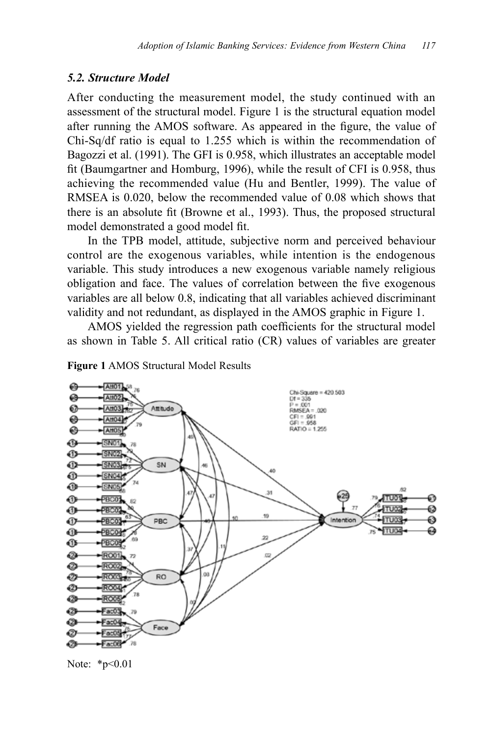### 5.2. Structure Model

After conducting the measurement model, the study continued with an assessment of the structural model. Figure 1 is the structural equation model after running the AMOS software. As appeared in the figure, the value of Chi-Sq/df ratio is equal to 1.255 which is within the recommendation of Bagozzi et al. (1991). The GFI is 0.958, which illustrates an acceptable model fit (Baumgartner and Homburg, 1996), while the result of CFI is 0.958, thus achieving the recommended value (Hu and Bentler, 1999). The value of RMSEA is 0.020, below the recommended value of 0.08 which shows that there is an absolute fit (Browne et al., 1993). Thus, the proposed structural model demonstrated a good model fit.

In the TPB model, attitude, subjective norm and perceived behaviour control are the exogenous variables, while intention is the endogenous variable. This study introduces a new exogenous variable namely religious obligation and face. The values of correlation between the five exogenous variables are all below 0.8, indicating that all variables achieved discriminant validity and not redundant, as displayed in the AMOS graphic in Figure 1.

AMOS yielded the regression path coefficients for the structural model as shown in Table 5. All critical ratio (CR) values of variables are greater

**Figure 1** AMOS Structural Model Results

Note: *p<0.01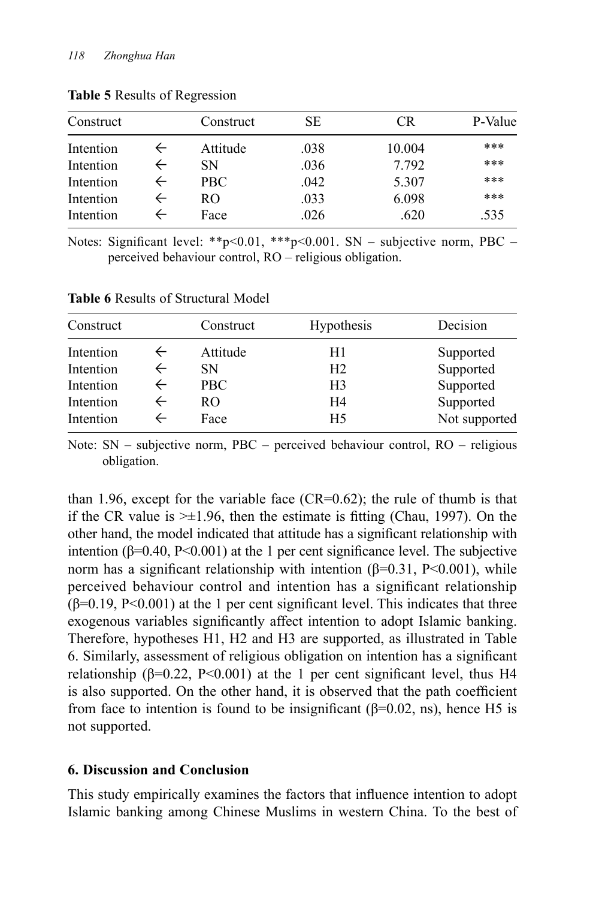**Table 5** Results of Regression

| Construct | | Construct | SE | CR | P-Value |
|---|---|---|---|---|---|
| Intention | ← | Attitude | .038 | 10.004 | *** |
| Intention | ← | SN | .036 | 7.792 | *** |
| Intention | ← | PBC | .042 | 5.307 | *** |
| Intention | ← | RO | .033 | 6.098 | *** |
| Intention | ← | Face | .026 | .620 | .535 |

Notes: Significant level: **p<0.01, ***p<0.001. SN – subjective norm, PBC – perceived behaviour control, RO – religious obligation.

**Table 6** Results of Structural Model

| Construct | | Construct | Hypothesis | Decision |
|---|---|---|---|---|
| Intention | ← | Attitude | H1 | Supported |
| Intention | ← | SN | H2 | Supported |
| Intention | ← | PBC | H3 | Supported |
| Intention | ← | RO | H4 | Supported |
| Intention | ← | Face | H5 | Not supported |

Note: SN – subjective norm, PBC – perceived behaviour control, RO – religious obligation.

than 1.96, except for the variable face (CR=0.62); the rule of thumb is that if the CR value is >±1.96, then the estimate is fitting (Chau, 1997). On the other hand, the model indicated that attitude has a significant relationship with intention ($\beta$=0.40, P<0.001) at the 1 per cent significance level. The subjective norm has a significant relationship with intention ($\beta$=0.31, P<0.001), while perceived behaviour control and intention has a significant relationship ($\beta$=0.19, P<0.001) at the 1 per cent significant level. This indicates that three exogenous variables significantly affect intention to adopt Islamic banking. Therefore, hypotheses H1, H2 and H3 are supported, as illustrated in Table 6. Similarly, assessment of religious obligation on intention has a significant relationship ($\beta$=0.22, P<0.001) at the 1 per cent significant level, thus H4 is also supported. On the other hand, it is observed that the path coefficient from face to intention is found to be insignificant ($\beta$=0.02, ns), hence H5 is not supported.

## 6. Discussion and Conclusion

This study empirically examines the factors that influence intention to adopt Islamic banking among Chinese Muslims in western China. To the best of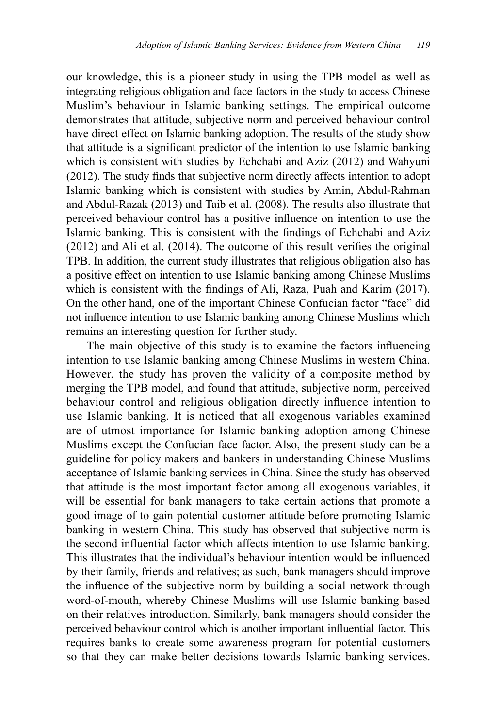our knowledge, this is a pioneer study in using the TPB model as well as integrating religious obligation and face factors in the study to access Chinese Muslim's behaviour in Islamic banking settings. The empirical outcome demonstrates that attitude, subjective norm and perceived behaviour control have direct effect on Islamic banking adoption. The results of the study show that attitude is a significant predictor of the intention to use Islamic banking which is consistent with studies by Echchabi and Aziz (2012) and Wahyuni (2012). The study finds that subjective norm directly affects intention to adopt Islamic banking which is consistent with studies by Amin, Abdul-Rahman and Abdul-Razak (2013) and Taib et al. (2008). The results also illustrate that perceived behaviour control has a positive influence on intention to use the Islamic banking. This is consistent with the findings of Echchabi and Aziz (2012) and Ali et al. (2014). The outcome of this result verifies the original TPB. In addition, the current study illustrates that religious obligation also has a positive effect on intention to use Islamic banking among Chinese Muslims which is consistent with the findings of Ali, Raza, Puah and Karim (2017). On the other hand, one of the important Chinese Confucian factor "face" did not influence intention to use Islamic banking among Chinese Muslims which remains an interesting question for further study.

The main objective of this study is to examine the factors influencing intention to use Islamic banking among Chinese Muslims in western China. However, the study has proven the validity of a composite method by merging the TPB model, and found that attitude, subjective norm, perceived behaviour control and religious obligation directly influence intention to use Islamic banking. It is noticed that all exogenous variables examined are of utmost importance for Islamic banking adoption among Chinese Muslims except the Confucian face factor. Also, the present study can be a guideline for policy makers and bankers in understanding Chinese Muslims acceptance of Islamic banking services in China. Since the study has observed that attitude is the most important factor among all exogenous variables, it will be essential for bank managers to take certain actions that promote a good image of to gain potential customer attitude before promoting Islamic banking in western China. This study has observed that subjective norm is the second influential factor which affects intention to use Islamic banking. This illustrates that the individual's behaviour intention would be influenced by their family, friends and relatives; as such, bank managers should improve the influence of the subjective norm by building a social network through word-of-mouth, whereby Chinese Muslims will use Islamic banking based on their relatives introduction. Similarly, bank managers should consider the perceived behaviour control which is another important influential factor. This requires banks to create some awareness program for potential customers so that they can make better decisions towards Islamic banking services.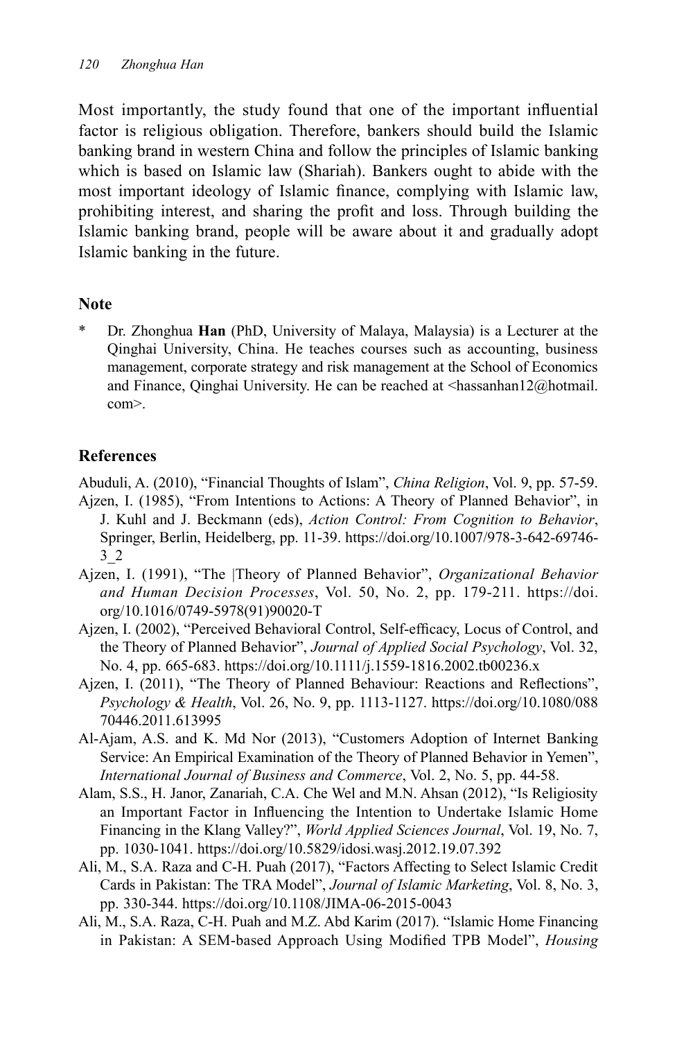Most importantly, the study found that one of the important influential factor is religious obligation. Therefore, bankers should build the Islamic banking brand in western China and follow the principles of Islamic banking which is based on Islamic law (Shariah). Bankers ought to abide with the most important ideology of Islamic finance, complying with Islamic law, prohibiting interest, and sharing the profit and loss. Through building the Islamic banking brand, people will be aware about it and gradually adopt Islamic banking in the future.

## Note

\* Dr. Zhonghua **Han** (PhD, University of Malaya, Malaysia) is a Lecturer at the Qinghai University, China. He teaches courses such as accounting, business management, corporate strategy and risk management at the School of Economics and Finance, Qinghai University. He can be reached at <hassanhan12@hotmail.com>.

## References

Abuduli, A. (2010), "Financial Thoughts of Islam", *China Religion*, Vol. 9, pp. 57-59.

Ajzen, I. (1985), "From Intentions to Actions: A Theory of Planned Behavior", in J. Kuhl and J. Beckmann (eds), *Action Control: From Cognition to Behavior*, Springer, Berlin, Heidelberg, pp. 11-39. https://doi.org/10.1007/978-3-642-69746-3_2

Ajzen, I. (1991), "The |Theory of Planned Behavior", *Organizational Behavior and Human Decision Processes*, Vol. 50, No. 2, pp. 179-211. https://doi.org/10.1016/0749-5978(91)90020-T

Ajzen, I. (2002), "Perceived Behavioral Control, Self-efficacy, Locus of Control, and the Theory of Planned Behavior", *Journal of Applied Social Psychology*, Vol. 32, No. 4, pp. 665-683. https://doi.org/10.1111/j.1559-1816.2002.tb00236.x

Ajzen, I. (2011), "The Theory of Planned Behaviour: Reactions and Reflections", *Psychology & Health*, Vol. 26, No. 9, pp. 1113-1127. https://doi.org/10.1080/08870446.2011.613995

Al-Ajam, A.S. and K. Md Nor (2013), "Customers Adoption of Internet Banking Service: An Empirical Examination of the Theory of Planned Behavior in Yemen", *International Journal of Business and Commerce*, Vol. 2, No. 5, pp. 44-58.

Alam, S.S., H. Janor, Zanariah, C.A. Che Wel and M.N. Ahsan (2012), "Is Religiosity an Important Factor in Influencing the Intention to Undertake Islamic Home Financing in the Klang Valley?", *World Applied Sciences Journal*, Vol. 19, No. 7, pp. 1030-1041. https://doi.org/10.5829/idosi.wasj.2012.19.07.392

Ali, M., S.A. Raza and C-H. Puah (2017), "Factors Affecting to Select Islamic Credit Cards in Pakistan: The TRA Model", *Journal of Islamic Marketing*, Vol. 8, No. 3, pp. 330-344. https://doi.org/10.1108/JIMA-06-2015-0043

Ali, M., S.A. Raza, C-H. Puah and M.Z. Abd Karim (2017). "Islamic Home Financing in Pakistan: A SEM-based Approach Using Modified TPB Model", *Housing*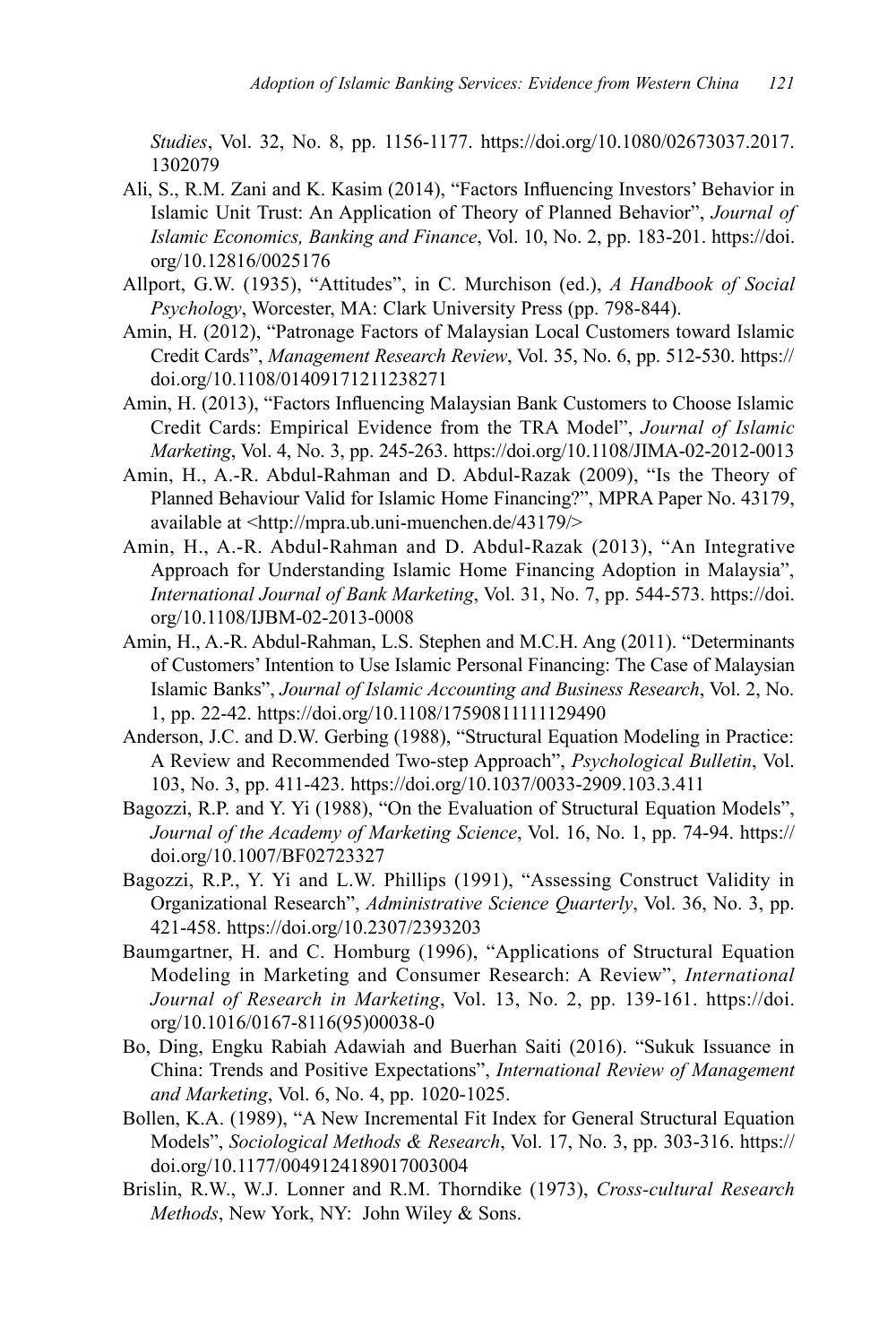*Studies*, Vol. 32, No. 8, pp. 1156-1177. https://doi.org/10.1080/02673037.2017.1302079

Ali, S., R.M. Zani and K. Kasim (2014), "Factors Influencing Investors' Behavior in Islamic Unit Trust: An Application of Theory of Planned Behavior", *Journal of Islamic Economics, Banking and Finance*, Vol. 10, No. 2, pp. 183-201. https://doi.org/10.12816/0025176

Allport, G.W. (1935), "Attitudes", in C. Murchison (ed.), *A Handbook of Social Psychology*, Worcester, MA: Clark University Press (pp. 798-844).

Amin, H. (2012), "Patronage Factors of Malaysian Local Customers toward Islamic Credit Cards", *Management Research Review*, Vol. 35, No. 6, pp. 512-530. https://doi.org/10.1108/01409171211238271

Amin, H. (2013), "Factors Influencing Malaysian Bank Customers to Choose Islamic Credit Cards: Empirical Evidence from the TRA Model", *Journal of Islamic Marketing*, Vol. 4, No. 3, pp. 245-263. https://doi.org/10.1108/JIMA-02-2012-0013

Amin, H., A.-R. Abdul-Rahman and D. Abdul-Razak (2009), "Is the Theory of Planned Behaviour Valid for Islamic Home Financing?", MPRA Paper No. 43179, available at <http://mpra.ub.uni-muenchen.de/43179/>

Amin, H., A.-R. Abdul-Rahman and D. Abdul-Razak (2013), "An Integrative Approach for Understanding Islamic Home Financing Adoption in Malaysia", *International Journal of Bank Marketing*, Vol. 31, No. 7, pp. 544-573. https://doi.org/10.1108/IJBM-02-2013-0008

Amin, H., A.-R. Abdul-Rahman, L.S. Stephen and M.C.H. Ang (2011). "Determinants of Customers' Intention to Use Islamic Personal Financing: The Case of Malaysian Islamic Banks", *Journal of Islamic Accounting and Business Research*, Vol. 2, No. 1, pp. 22-42. https://doi.org/10.1108/17590811111129490

Anderson, J.C. and D.W. Gerbing (1988), "Structural Equation Modeling in Practice: A Review and Recommended Two-step Approach", *Psychological Bulletin*, Vol. 103, No. 3, pp. 411-423. https://doi.org/10.1037/0033-2909.103.3.411

Bagozzi, R.P. and Y. Yi (1988), "On the Evaluation of Structural Equation Models", *Journal of the Academy of Marketing Science*, Vol. 16, No. 1, pp. 74-94. https://doi.org/10.1007/BF02723327

Bagozzi, R.P., Y. Yi and L.W. Phillips (1991), "Assessing Construct Validity in Organizational Research", *Administrative Science Quarterly*, Vol. 36, No. 3, pp. 421-458. https://doi.org/10.2307/2393203

Baumgartner, H. and C. Homburg (1996), "Applications of Structural Equation Modeling in Marketing and Consumer Research: A Review", *International Journal of Research in Marketing*, Vol. 13, No. 2, pp. 139-161. https://doi.org/10.1016/0167-8116(95)00038-0

Bo, Ding, Engku Rabiah Adawiah and Buerhan Saiti (2016). "Sukuk Issuance in China: Trends and Positive Expectations", *International Review of Management and Marketing*, Vol. 6, No. 4, pp. 1020-1025.

Bollen, K.A. (1989), "A New Incremental Fit Index for General Structural Equation Models", *Sociological Methods & Research*, Vol. 17, No. 3, pp. 303-316. https://doi.org/10.1177/0049124189017003004

Brislin, R.W., W.J. Lonner and R.M. Thorndike (1973), *Cross-cultural Research Methods*, New York, NY: John Wiley & Sons.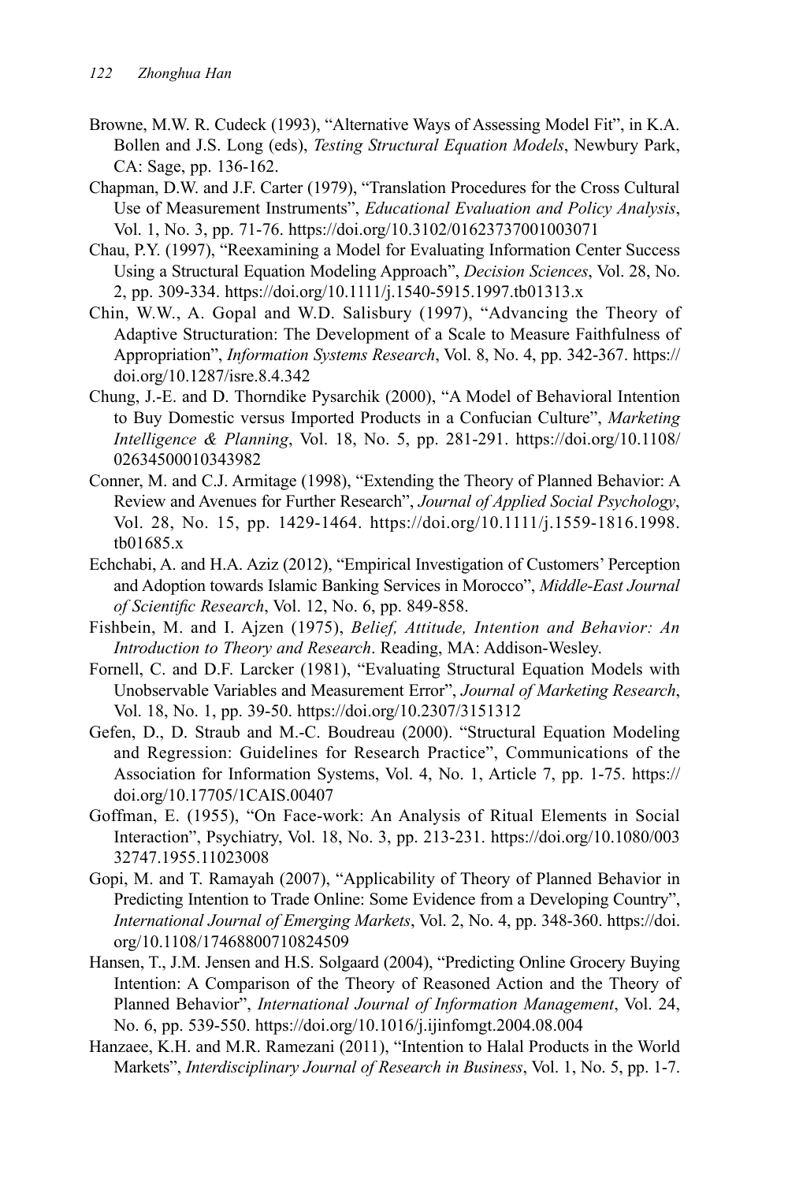Browne, M.W. R. Cudeck (1993), "Alternative Ways of Assessing Model Fit", in K.A. Bollen and J.S. Long (eds), *Testing Structural Equation Models*, Newbury Park, CA: Sage, pp. 136-162.

Chapman, D.W. and J.F. Carter (1979), "Translation Procedures for the Cross Cultural Use of Measurement Instruments", *Educational Evaluation and Policy Analysis*, Vol. 1, No. 3, pp. 71-76. https://doi.org/10.3102/01623737001003071

Chau, P.Y. (1997), "Reexamining a Model for Evaluating Information Center Success Using a Structural Equation Modeling Approach", *Decision Sciences*, Vol. 28, No. 2, pp. 309-334. https://doi.org/10.1111/j.1540-5915.1997.tb01313.x

Chin, W.W., A. Gopal and W.D. Salisbury (1997), "Advancing the Theory of Adaptive Structuration: The Development of a Scale to Measure Faithfulness of Appropriation", *Information Systems Research*, Vol. 8, No. 4, pp. 342-367. https://doi.org/10.1287/isre.8.4.342

Chung, J.-E. and D. Thorndike Pysarchik (2000), "A Model of Behavioral Intention to Buy Domestic versus Imported Products in a Confucian Culture", *Marketing Intelligence & Planning*, Vol. 18, No. 5, pp. 281-291. https://doi.org/10.1108/02634500010343982

Conner, M. and C.J. Armitage (1998), "Extending the Theory of Planned Behavior: A Review and Avenues for Further Research", *Journal of Applied Social Psychology*, Vol. 28, No. 15, pp. 1429-1464. https://doi.org/10.1111/j.1559-1816.1998.tb01685.x

Echchabi, A. and H.A. Aziz (2012), "Empirical Investigation of Customers' Perception and Adoption towards Islamic Banking Services in Morocco", *Middle-East Journal of Scientific Research*, Vol. 12, No. 6, pp. 849-858.

Fishbein, M. and I. Ajzen (1975), *Belief, Attitude, Intention and Behavior: An Introduction to Theory and Research*. Reading, MA: Addison-Wesley.

Fornell, C. and D.F. Larcker (1981), "Evaluating Structural Equation Models with Unobservable Variables and Measurement Error", *Journal of Marketing Research*, Vol. 18, No. 1, pp. 39-50. https://doi.org/10.2307/3151312

Gefen, D., D. Straub and M.-C. Boudreau (2000). "Structural Equation Modeling and Regression: Guidelines for Research Practice", Communications of the Association for Information Systems, Vol. 4, No. 1, Article 7, pp. 1-75. https://doi.org/10.17705/1CAIS.00407

Goffman, E. (1955), "On Face-work: An Analysis of Ritual Elements in Social Interaction", Psychiatry, Vol. 18, No. 3, pp. 213-231. https://doi.org/10.1080/00332747.1955.11023008

Gopi, M. and T. Ramayah (2007), "Applicability of Theory of Planned Behavior in Predicting Intention to Trade Online: Some Evidence from a Developing Country", *International Journal of Emerging Markets*, Vol. 2, No. 4, pp. 348-360. https://doi.org/10.1108/17468800710824509

Hansen, T., J.M. Jensen and H.S. Solgaard (2004), "Predicting Online Grocery Buying Intention: A Comparison of the Theory of Reasoned Action and the Theory of Planned Behavior", *International Journal of Information Management*, Vol. 24, No. 6, pp. 539-550. https://doi.org/10.1016/j.ijinfomgt.2004.08.004

Hanzaee, K.H. and M.R. Ramezani (2011), "Intention to Halal Products in the World Markets", *Interdisciplinary Journal of Research in Business*, Vol. 1, No. 5, pp. 1-7.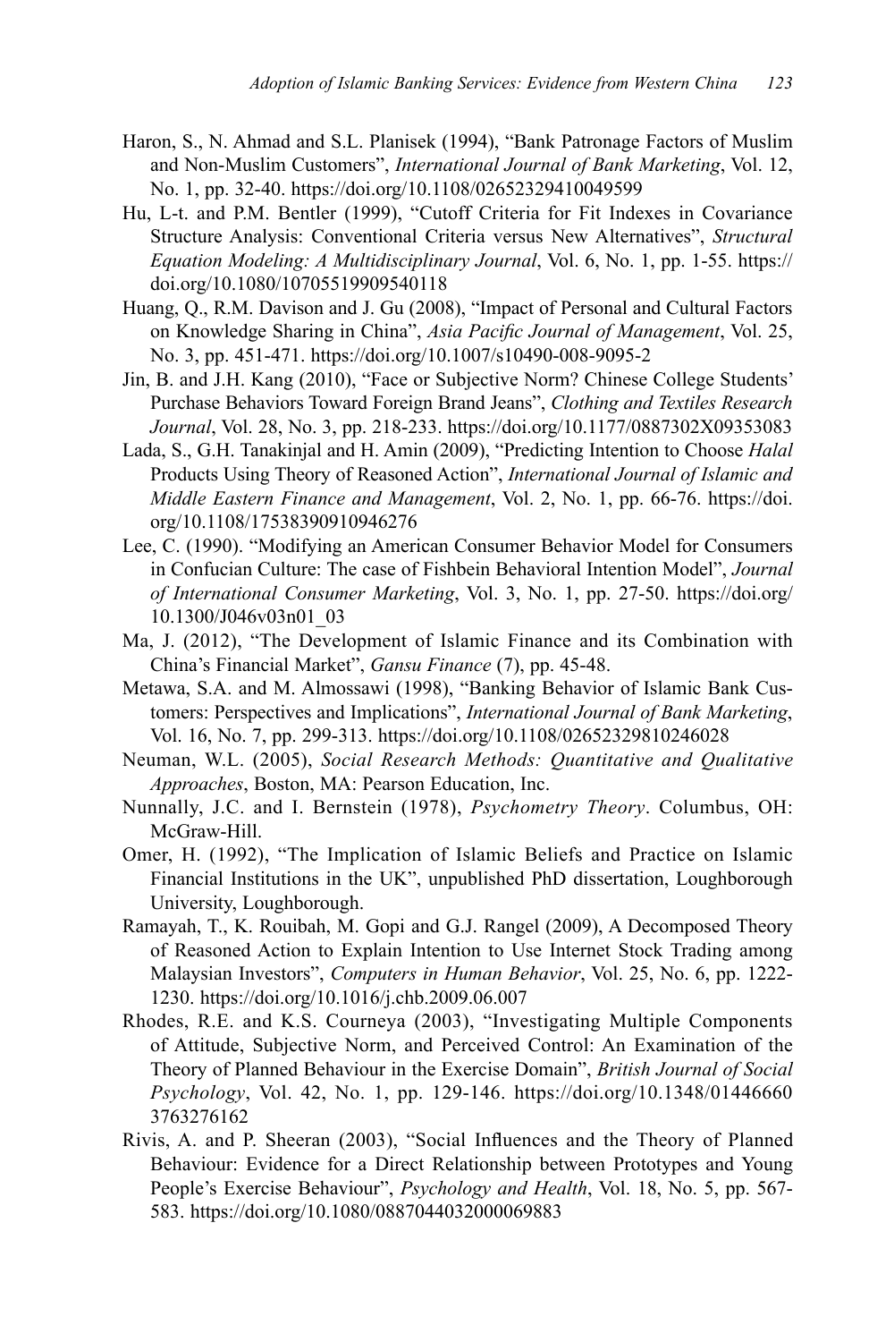Haron, S., N. Ahmad and S.L. Planisek (1994), "Bank Patronage Factors of Muslim and Non-Muslim Customers", *International Journal of Bank Marketing*, Vol. 12, No. 1, pp. 32-40. https://doi.org/10.1108/02652329410049599

Hu, L-t. and P.M. Bentler (1999), "Cutoff Criteria for Fit Indexes in Covariance Structure Analysis: Conventional Criteria versus New Alternatives", *Structural Equation Modeling: A Multidisciplinary Journal*, Vol. 6, No. 1, pp. 1-55. https://doi.org/10.1080/10705519909540118

Huang, Q., R.M. Davison and J. Gu (2008), "Impact of Personal and Cultural Factors on Knowledge Sharing in China", *Asia Pacific Journal of Management*, Vol. 25, No. 3, pp. 451-471. https://doi.org/10.1007/s10490-008-9095-2

Jin, B. and J.H. Kang (2010), "Face or Subjective Norm? Chinese College Students' Purchase Behaviors Toward Foreign Brand Jeans", *Clothing and Textiles Research Journal*, Vol. 28, No. 3, pp. 218-233. https://doi.org/10.1177/0887302X09353083

Lada, S., G.H. Tanakinjal and H. Amin (2009), "Predicting Intention to Choose *Halal* Products Using Theory of Reasoned Action", *International Journal of Islamic and Middle Eastern Finance and Management*, Vol. 2, No. 1, pp. 66-76. https://doi.org/10.1108/17538390910946276

Lee, C. (1990). "Modifying an American Consumer Behavior Model for Consumers in Confucian Culture: The case of Fishbein Behavioral Intention Model", *Journal of International Consumer Marketing*, Vol. 3, No. 1, pp. 27-50. https://doi.org/10.1300/J046v03n01_03

Ma, J. (2012), "The Development of Islamic Finance and its Combination with China's Financial Market", *Gansu Finance* (7), pp. 45-48.

Metawa, S.A. and M. Almossawi (1998), "Banking Behavior of Islamic Bank Customers: Perspectives and Implications", *International Journal of Bank Marketing*, Vol. 16, No. 7, pp. 299-313. https://doi.org/10.1108/02652329810246028

Neuman, W.L. (2005), *Social Research Methods: Quantitative and Qualitative Approaches*, Boston, MA: Pearson Education, Inc.

Nunnally, J.C. and I. Bernstein (1978), *Psychometry Theory*. Columbus, OH: McGraw-Hill.

Omer, H. (1992), "The Implication of Islamic Beliefs and Practice on Islamic Financial Institutions in the UK", unpublished PhD dissertation, Loughborough University, Loughborough.

Ramayah, T., K. Rouibah, M. Gopi and G.J. Rangel (2009), A Decomposed Theory of Reasoned Action to Explain Intention to Use Internet Stock Trading among Malaysian Investors", *Computers in Human Behavior*, Vol. 25, No. 6, pp. 1222-1230. https://doi.org/10.1016/j.chb.2009.06.007

Rhodes, R.E. and K.S. Courneya (2003), "Investigating Multiple Components of Attitude, Subjective Norm, and Perceived Control: An Examination of the Theory of Planned Behaviour in the Exercise Domain", *British Journal of Social Psychology*, Vol. 42, No. 1, pp. 129-146. https://doi.org/10.1348/014466603763276162

Rivis, A. and P. Sheeran (2003), "Social Influences and the Theory of Planned Behaviour: Evidence for a Direct Relationship between Prototypes and Young People's Exercise Behaviour", *Psychology and Health*, Vol. 18, No. 5, pp. 567-583. https://doi.org/10.1080/0887044032000069883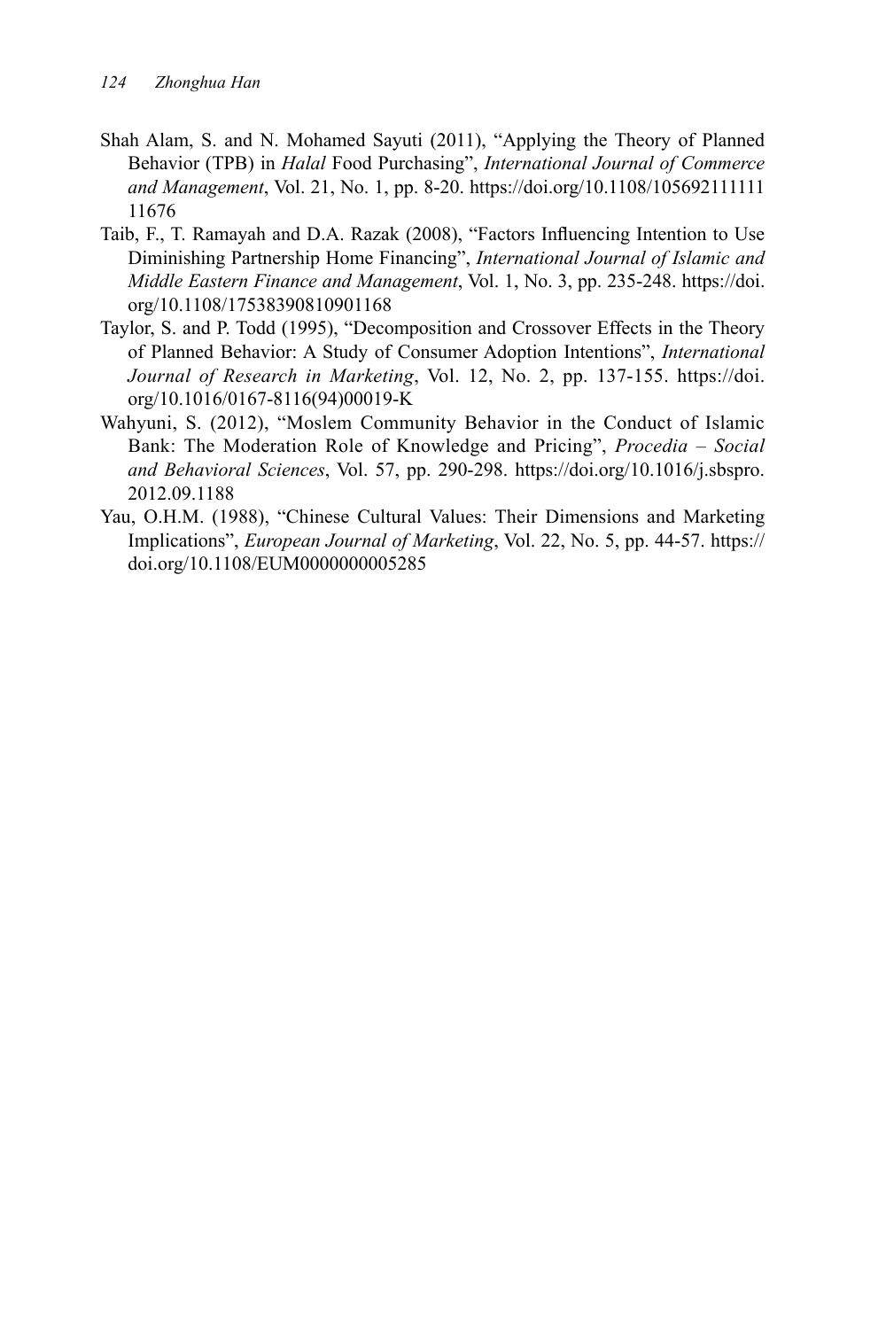Shah Alam, S. and N. Mohamed Sayuti (2011), "Applying the Theory of Planned Behavior (TPB) in *Halal* Food Purchasing", *International Journal of Commerce and Management*, Vol. 21, No. 1, pp. 8-20. https://doi.org/10.1108/10569211111111676

Taib, F., T. Ramayah and D.A. Razak (2008), "Factors Influencing Intention to Use Diminishing Partnership Home Financing", *International Journal of Islamic and Middle Eastern Finance and Management*, Vol. 1, No. 3, pp. 235-248. https://doi.org/10.1108/17538390810901168

Taylor, S. and P. Todd (1995), "Decomposition and Crossover Effects in the Theory of Planned Behavior: A Study of Consumer Adoption Intentions", *International Journal of Research in Marketing*, Vol. 12, No. 2, pp. 137-155. https://doi.org/10.1016/0167-8116(94)00019-K

Wahyuni, S. (2012), "Moslem Community Behavior in the Conduct of Islamic Bank: The Moderation Role of Knowledge and Pricing", *Procedia – Social and Behavioral Sciences*, Vol. 57, pp. 290-298. https://doi.org/10.1016/j.sbspro.2012.09.1188

Yau, O.H.M. (1988), "Chinese Cultural Values: Their Dimensions and Marketing Implications", *European Journal of Marketing*, Vol. 22, No. 5, pp. 44-57. https://doi.org/10.1108/EUM0000000005285